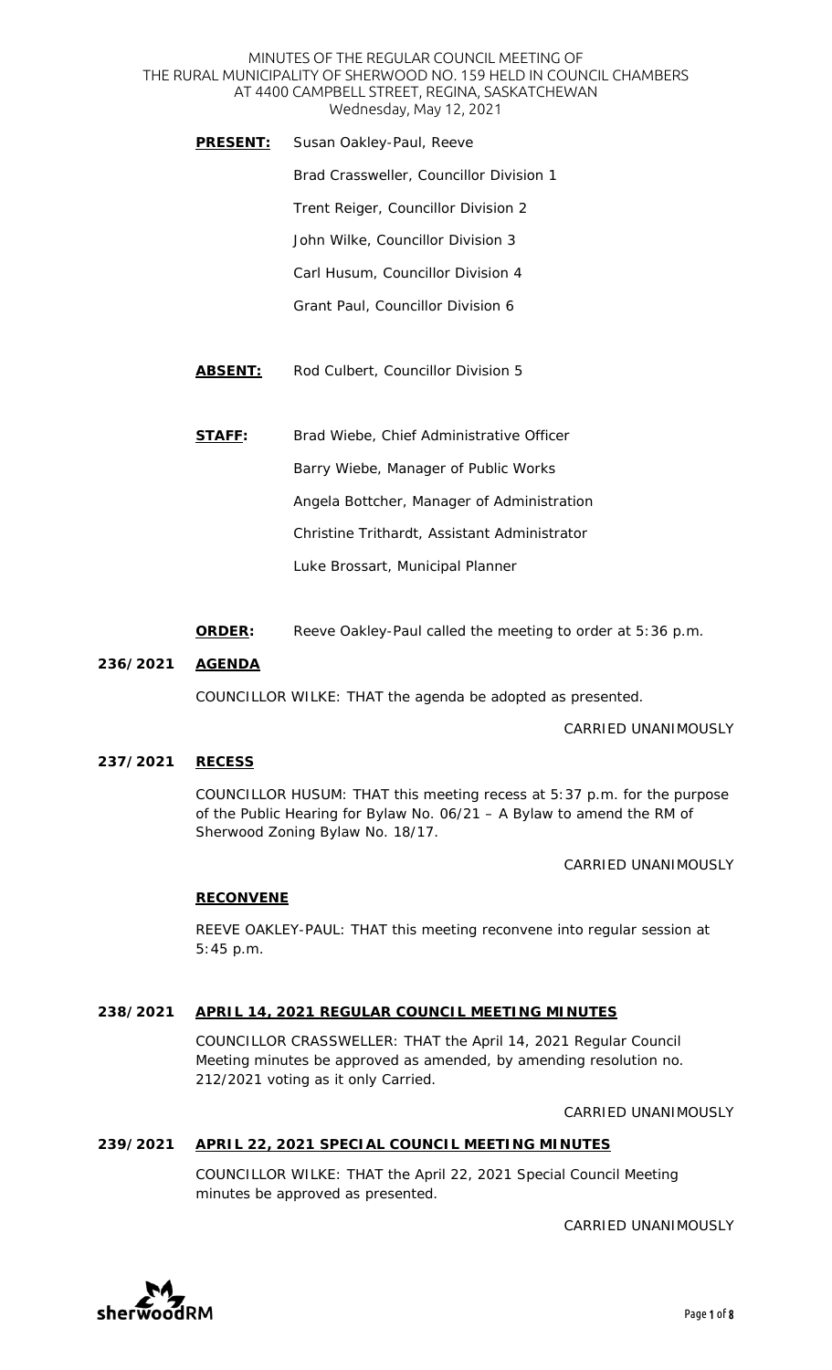MINUTES OF THE REGULAR COUNCIL MEETING OF
THE RURAL MUNICIPALITY OF SHERWOOD NO. 159 HELD IN COUNCIL CHAMBERS
AT 4400 CAMPBELL STREET, REGINA, SASKATCHEWAN
Wednesday, May 12, 2021

**PRESENT:** Susan Oakley-Paul, Reeve
Brad Crassweller, Councillor Division 1
Trent Reiger, Councillor Division 2
John Wilke, Councillor Division 3
Carl Husum, Councillor Division 4
Grant Paul, Councillor Division 6

**ABSENT:** Rod Culbert, Councillor Division 5

**STAFF:** Brad Wiebe, Chief Administrative Officer
Barry Wiebe, Manager of Public Works
Angela Bottcher, Manager of Administration
Christine Trithardt, Assistant Administrator
Luke Brossart, Municipal Planner

**ORDER:** Reeve Oakley-Paul called the meeting to order at 5:36 p.m.

**236/2021 AGENDA**

COUNCILLOR WILKE: THAT the agenda be adopted as presented.

CARRIED UNANIMOUSLY

**237/2021 RECESS**

COUNCILLOR HUSUM: THAT this meeting recess at 5:37 p.m. for the purpose of the Public Hearing for Bylaw No. 06/21 – A Bylaw to amend the RM of Sherwood Zoning Bylaw No. 18/17.

CARRIED UNANIMOUSLY

**RECONVENE**

REEVE OAKLEY-PAUL: THAT this meeting reconvene into regular session at 5:45 p.m.

**238/2021 APRIL 14, 2021 REGULAR COUNCIL MEETING MINUTES**

COUNCILLOR CRASSWELLER: THAT the April 14, 2021 Regular Council Meeting minutes be approved as amended, by amending resolution no. 212/2021 voting as it only Carried.

CARRIED UNANIMOUSLY

**239/2021 APRIL 22, 2021 SPECIAL COUNCIL MEETING MINUTES**

COUNCILLOR WILKE: THAT the April 22, 2021 Special Council Meeting minutes be approved as presented.

CARRIED UNANIMOUSLY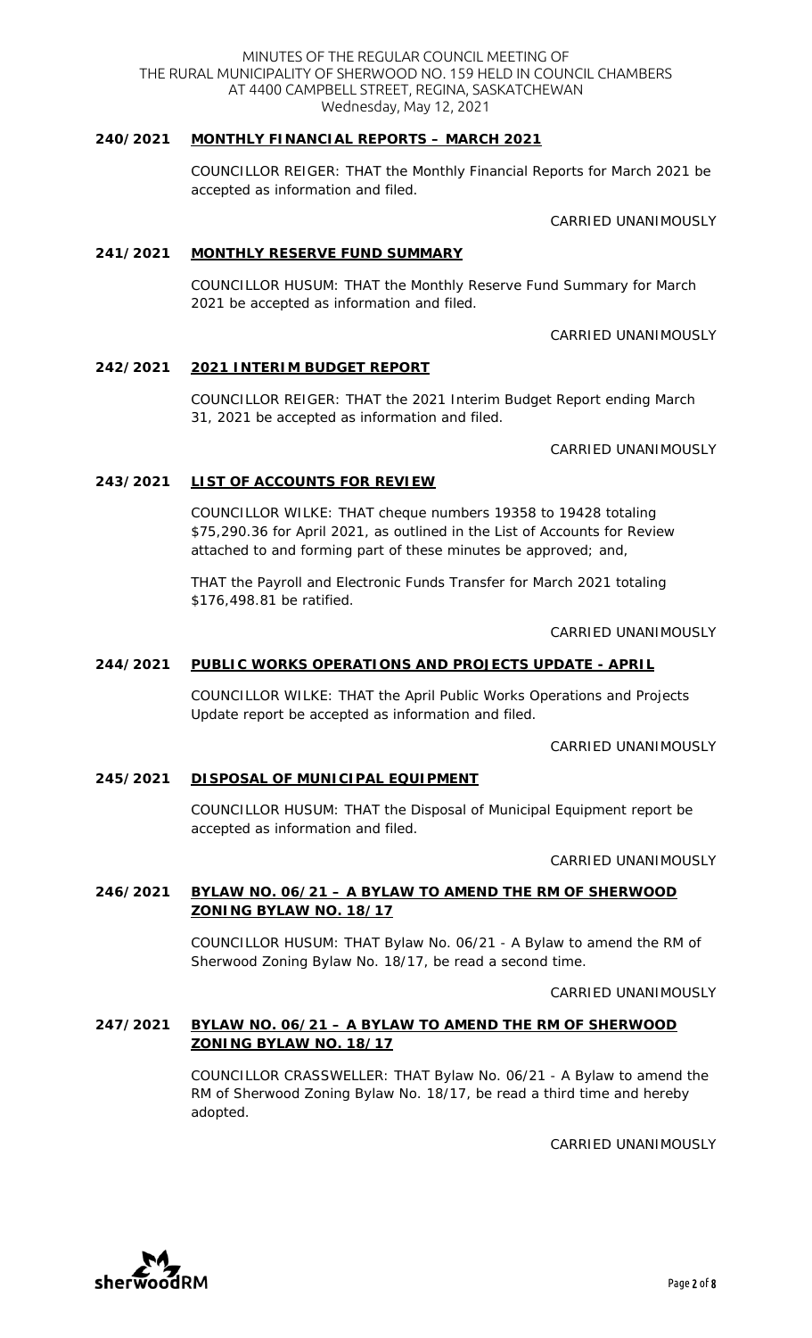## 240/2021 MONTHLY FINANCIAL REPORTS – MARCH 2021

COUNCILLOR REIGER: THAT the Monthly Financial Reports for March 2021 be accepted as information and filed.

CARRIED UNANIMOUSLY

## 241/2021 MONTHLY RESERVE FUND SUMMARY

COUNCILLOR HUSUM: THAT the Monthly Reserve Fund Summary for March 2021 be accepted as information and filed.

CARRIED UNANIMOUSLY

## 242/2021 2021 INTERIM BUDGET REPORT

COUNCILLOR REIGER: THAT the 2021 Interim Budget Report ending March 31, 2021 be accepted as information and filed.

CARRIED UNANIMOUSLY

## 243/2021 LIST OF ACCOUNTS FOR REVIEW

COUNCILLOR WILKE: THAT cheque numbers 19358 to 19428 totaling $75,290.36 for April 2021, as outlined in the List of Accounts for Review attached to and forming part of these minutes be approved; and,

THAT the Payroll and Electronic Funds Transfer for March 2021 totaling $176,498.81 be ratified.

CARRIED UNANIMOUSLY

## 244/2021 PUBLIC WORKS OPERATIONS AND PROJECTS UPDATE - APRIL

COUNCILLOR WILKE: THAT the April Public Works Operations and Projects Update report be accepted as information and filed.

CARRIED UNANIMOUSLY

## 245/2021 DISPOSAL OF MUNICIPAL EQUIPMENT

COUNCILLOR HUSUM: THAT the Disposal of Municipal Equipment report be accepted as information and filed.

CARRIED UNANIMOUSLY

## 246/2021 BYLAW NO. 06/21 – A BYLAW TO AMEND THE RM OF SHERWOOD ZONING BYLAW NO. 18/17

COUNCILLOR HUSUM: THAT Bylaw No. 06/21 - A Bylaw to amend the RM of Sherwood Zoning Bylaw No. 18/17, be read a second time.

CARRIED UNANIMOUSLY

## 247/2021 BYLAW NO. 06/21 – A BYLAW TO AMEND THE RM OF SHERWOOD ZONING BYLAW NO. 18/17

COUNCILLOR CRASSWELLER: THAT Bylaw No. 06/21 - A Bylaw to amend the RM of Sherwood Zoning Bylaw No. 18/17, be read a third time and hereby adopted.

CARRIED UNANIMOUSLY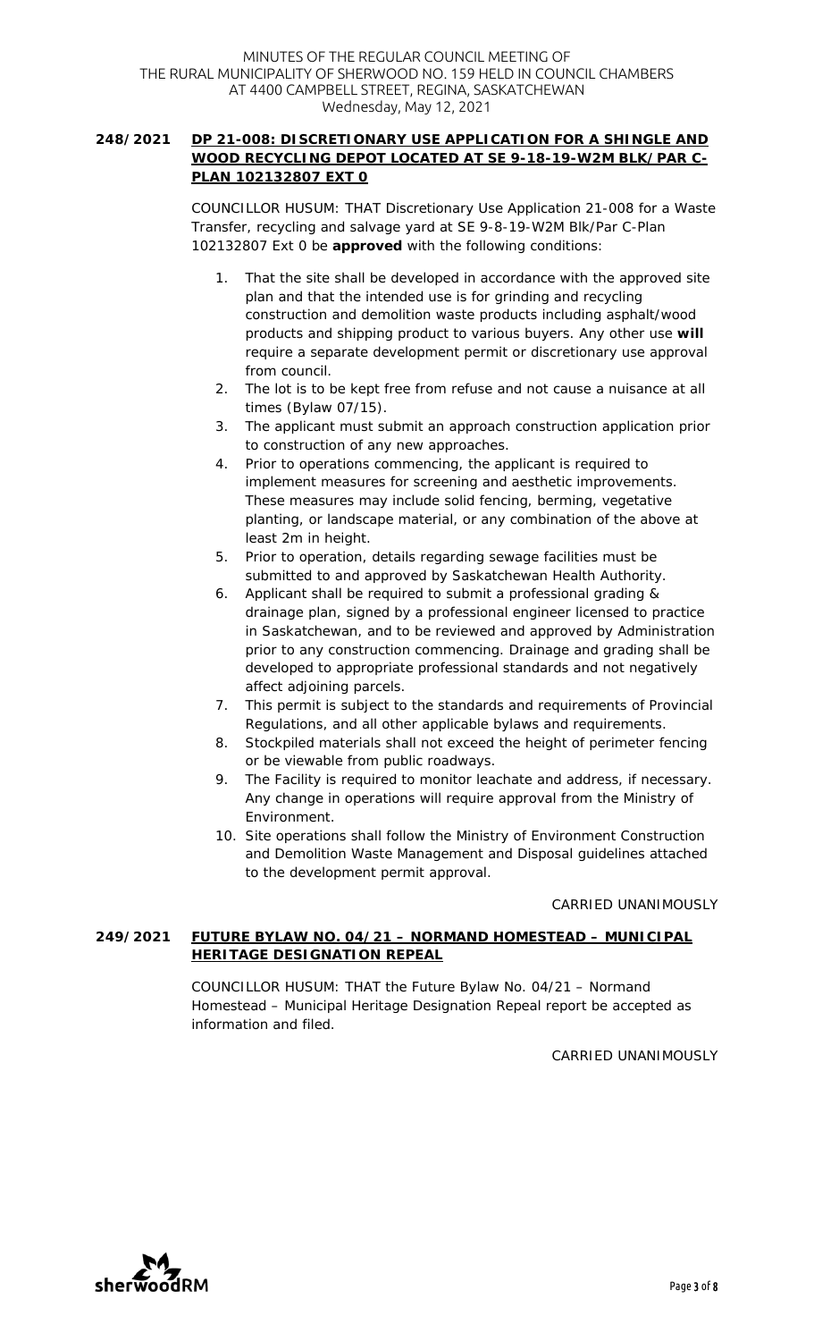**248/2021 <u>DP 21-008: DISCRETIONARY USE APPLICATION FOR A SHINGLE AND WOOD RECYCLING DEPOT LOCATED AT SE 9-18-19-W2M BLK/PAR C-PLAN 102132807 EXT 0</u>**

COUNCILLOR HUSUM: THAT Discretionary Use Application 21-008 for a Waste Transfer, recycling and salvage yard at SE 9-8-19-W2M Blk/Par C-Plan 102132807 Ext 0 be **approved** with the following conditions:

1. That the site shall be developed in accordance with the approved site plan and that the intended use is for grinding and recycling construction and demolition waste products including asphalt/wood products and shipping product to various buyers. Any other use **will** require a separate development permit or discretionary use approval from council.
2. The lot is to be kept free from refuse and not cause a nuisance at all times (Bylaw 07/15).
3. The applicant must submit an approach construction application prior to construction of any new approaches.
4. Prior to operations commencing, the applicant is required to implement measures for screening and aesthetic improvements. These measures may include solid fencing, berming, vegetative planting, or landscape material, or any combination of the above at least 2m in height.
5. Prior to operation, details regarding sewage facilities must be submitted to and approved by Saskatchewan Health Authority.
6. Applicant shall be required to submit a professional grading & drainage plan, signed by a professional engineer licensed to practice in Saskatchewan, and to be reviewed and approved by Administration prior to any construction commencing. Drainage and grading shall be developed to appropriate professional standards and not negatively affect adjoining parcels.
7. This permit is subject to the standards and requirements of Provincial Regulations, and all other applicable bylaws and requirements.
8. Stockpiled materials shall not exceed the height of perimeter fencing or be viewable from public roadways.
9. The Facility is required to monitor leachate and address, if necessary. Any change in operations will require approval from the Ministry of Environment.
10. Site operations shall follow the Ministry of Environment Construction and Demolition Waste Management and Disposal guidelines attached to the development permit approval.

CARRIED UNANIMOUSLY

**249/2021 <u>FUTURE BYLAW NO. 04/21 – NORMAND HOMESTEAD – MUNICIPAL HERITAGE DESIGNATION REPEAL</u>**

COUNCILLOR HUSUM: THAT the Future Bylaw No. 04/21 – Normand Homestead – Municipal Heritage Designation Repeal report be accepted as information and filed.

CARRIED UNANIMOUSLY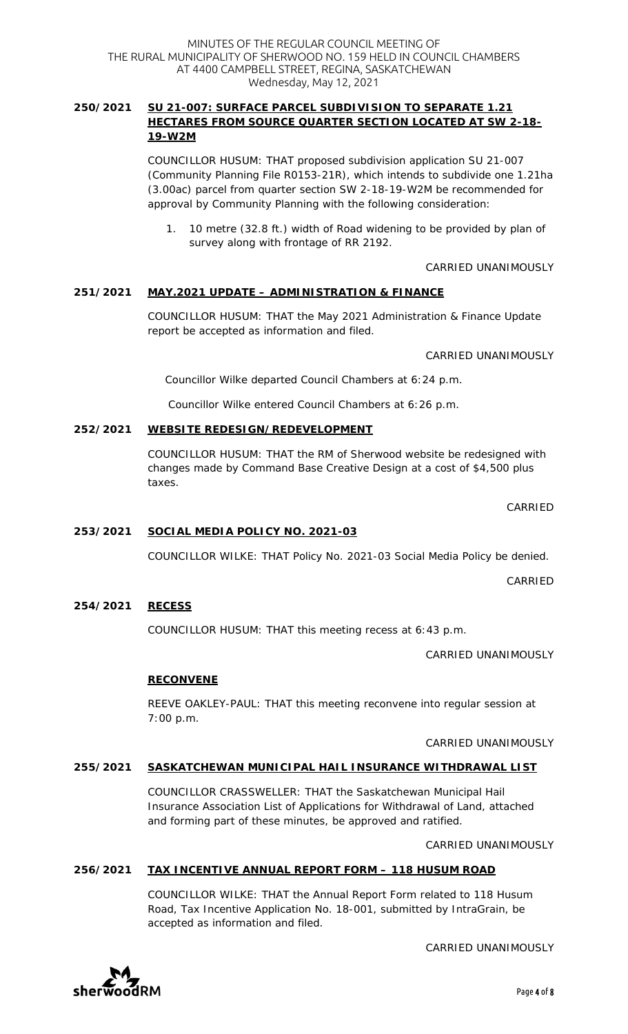**250/2021 SU 21-007: SURFACE PARCEL SUBDIVISION TO SEPARATE 1.21 HECTARES FROM SOURCE QUARTER SECTION LOCATED AT SW 2-18-19-W2M**

COUNCILLOR HUSUM: THAT proposed subdivision application SU 21-007 (Community Planning File R0153-21R), which intends to subdivide one 1.21ha (3.00ac) parcel from quarter section SW 2-18-19-W2M be recommended for approval by Community Planning with the following consideration:

1. 10 metre (32.8 ft.) width of Road widening to be provided by plan of survey along with frontage of RR 2192.

CARRIED UNANIMOUSLY

**251/2021 MAY.2021 UPDATE – ADMINISTRATION & FINANCE**

COUNCILLOR HUSUM: THAT the May 2021 Administration & Finance Update report be accepted as information and filed.

CARRIED UNANIMOUSLY

Councillor Wilke departed Council Chambers at 6:24 p.m.

Councillor Wilke entered Council Chambers at 6:26 p.m.

**252/2021 WEBSITE REDESIGN/REDEVELOPMENT**

COUNCILLOR HUSUM: THAT the RM of Sherwood website be redesigned with changes made by Command Base Creative Design at a cost of $4,500 plus taxes.

CARRIED

**253/2021 SOCIAL MEDIA POLICY NO. 2021-03**

COUNCILLOR WILKE: THAT Policy No. 2021-03 Social Media Policy be denied.

CARRIED

**254/2021 RECESS**

COUNCILLOR HUSUM: THAT this meeting recess at 6:43 p.m.

CARRIED UNANIMOUSLY

**RECONVENE**

REEVE OAKLEY-PAUL: THAT this meeting reconvene into regular session at 7:00 p.m.

CARRIED UNANIMOUSLY

**255/2021 SASKATCHEWAN MUNICIPAL HAIL INSURANCE WITHDRAWAL LIST**

COUNCILLOR CRASSWELLER: THAT the Saskatchewan Municipal Hail Insurance Association List of Applications for Withdrawal of Land, attached and forming part of these minutes, be approved and ratified.

CARRIED UNANIMOUSLY

**256/2021 TAX INCENTIVE ANNUAL REPORT FORM – 118 HUSUM ROAD**

COUNCILLOR WILKE: THAT the Annual Report Form related to 118 Husum Road, Tax Incentive Application No. 18-001, submitted by IntraGrain, be accepted as information and filed.

CARRIED UNANIMOUSLY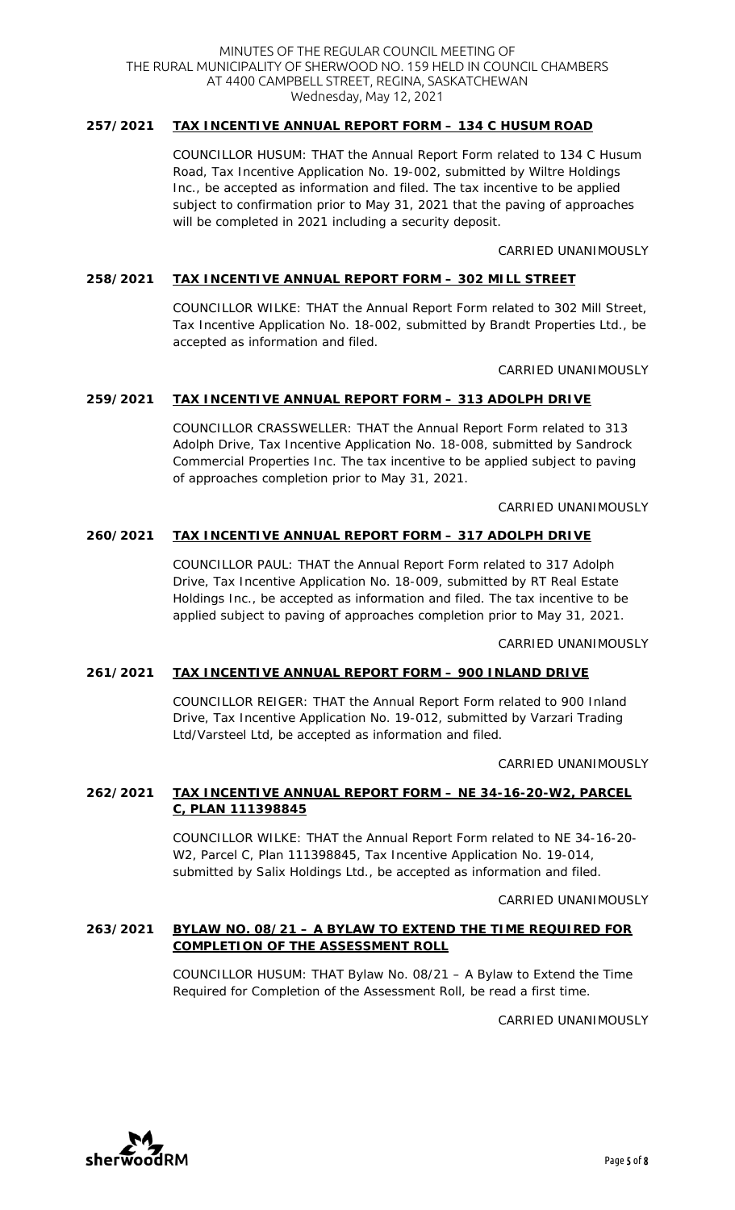**257/2021 TAX INCENTIVE ANNUAL REPORT FORM – 134 C HUSUM ROAD**

COUNCILLOR HUSUM: THAT the Annual Report Form related to 134 C Husum Road, Tax Incentive Application No. 19-002, submitted by Wiltre Holdings Inc., be accepted as information and filed. The tax incentive to be applied subject to confirmation prior to May 31, 2021 that the paving of approaches will be completed in 2021 including a security deposit.

CARRIED UNANIMOUSLY

**258/2021 TAX INCENTIVE ANNUAL REPORT FORM – 302 MILL STREET**

COUNCILLOR WILKE: THAT the Annual Report Form related to 302 Mill Street, Tax Incentive Application No. 18-002, submitted by Brandt Properties Ltd., be accepted as information and filed.

CARRIED UNANIMOUSLY

**259/2021 TAX INCENTIVE ANNUAL REPORT FORM – 313 ADOLPH DRIVE**

COUNCILLOR CRASSWELLER: THAT the Annual Report Form related to 313 Adolph Drive, Tax Incentive Application No. 18-008, submitted by Sandrock Commercial Properties Inc. The tax incentive to be applied subject to paving of approaches completion prior to May 31, 2021.

CARRIED UNANIMOUSLY

**260/2021 TAX INCENTIVE ANNUAL REPORT FORM – 317 ADOLPH DRIVE**

COUNCILLOR PAUL: THAT the Annual Report Form related to 317 Adolph Drive, Tax Incentive Application No. 18-009, submitted by RT Real Estate Holdings Inc., be accepted as information and filed. The tax incentive to be applied subject to paving of approaches completion prior to May 31, 2021.

CARRIED UNANIMOUSLY

**261/2021 TAX INCENTIVE ANNUAL REPORT FORM – 900 INLAND DRIVE**

COUNCILLOR REIGER: THAT the Annual Report Form related to 900 Inland Drive, Tax Incentive Application No. 19-012, submitted by Varzari Trading Ltd/Varsteel Ltd, be accepted as information and filed.

CARRIED UNANIMOUSLY

**262/2021 TAX INCENTIVE ANNUAL REPORT FORM – NE 34-16-20-W2, PARCEL C, PLAN 111398845**

COUNCILLOR WILKE: THAT the Annual Report Form related to NE 34-16-20-W2, Parcel C, Plan 111398845, Tax Incentive Application No. 19-014, submitted by Salix Holdings Ltd., be accepted as information and filed.

CARRIED UNANIMOUSLY

**263/2021 BYLAW NO. 08/21 – A BYLAW TO EXTEND THE TIME REQUIRED FOR COMPLETION OF THE ASSESSMENT ROLL**

COUNCILLOR HUSUM: THAT Bylaw No. 08/21 – A Bylaw to Extend the Time Required for Completion of the Assessment Roll, be read a first time.

CARRIED UNANIMOUSLY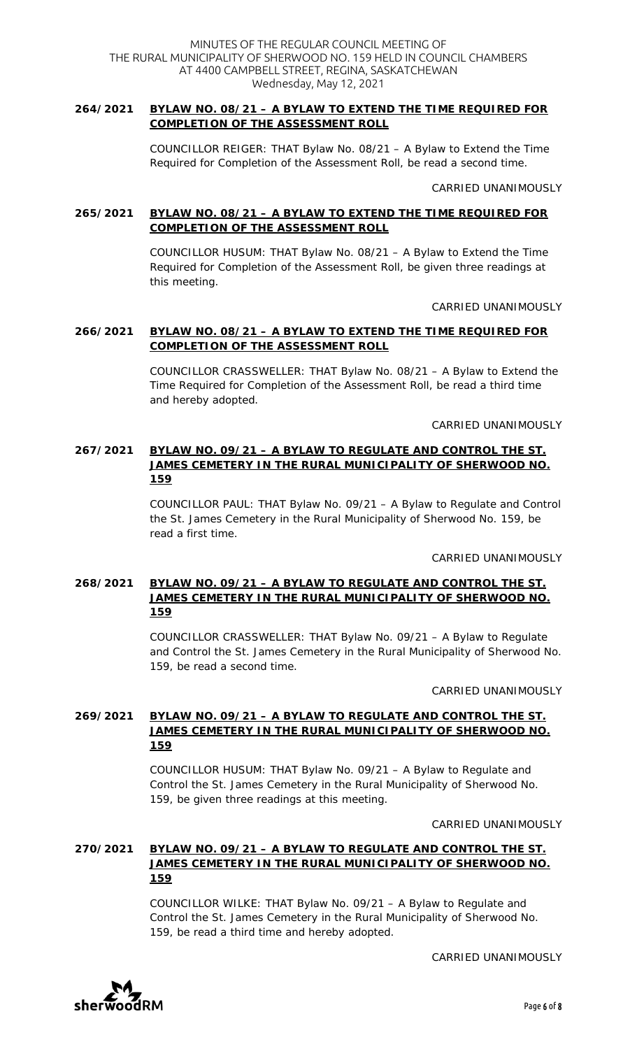**264/2021 BYLAW NO. 08/21 – A BYLAW TO EXTEND THE TIME REQUIRED FOR COMPLETION OF THE ASSESSMENT ROLL**

COUNCILLOR REIGER: THAT Bylaw No. 08/21 – A Bylaw to Extend the Time Required for Completion of the Assessment Roll, be read a second time.

CARRIED UNANIMOUSLY

**265/2021 BYLAW NO. 08/21 – A BYLAW TO EXTEND THE TIME REQUIRED FOR COMPLETION OF THE ASSESSMENT ROLL**

COUNCILLOR HUSUM: THAT Bylaw No. 08/21 – A Bylaw to Extend the Time Required for Completion of the Assessment Roll, be given three readings at this meeting.

CARRIED UNANIMOUSLY

**266/2021 BYLAW NO. 08/21 – A BYLAW TO EXTEND THE TIME REQUIRED FOR COMPLETION OF THE ASSESSMENT ROLL**

COUNCILLOR CRASSWELLER: THAT Bylaw No. 08/21 – A Bylaw to Extend the Time Required for Completion of the Assessment Roll, be read a third time and hereby adopted.

CARRIED UNANIMOUSLY

**267/2021 BYLAW NO. 09/21 – A BYLAW TO REGULATE AND CONTROL THE ST. JAMES CEMETERY IN THE RURAL MUNICIPALITY OF SHERWOOD NO. 159**

COUNCILLOR PAUL: THAT Bylaw No. 09/21 – A Bylaw to Regulate and Control the St. James Cemetery in the Rural Municipality of Sherwood No. 159, be read a first time.

CARRIED UNANIMOUSLY

**268/2021 BYLAW NO. 09/21 – A BYLAW TO REGULATE AND CONTROL THE ST. JAMES CEMETERY IN THE RURAL MUNICIPALITY OF SHERWOOD NO. 159**

COUNCILLOR CRASSWELLER: THAT Bylaw No. 09/21 – A Bylaw to Regulate and Control the St. James Cemetery in the Rural Municipality of Sherwood No. 159, be read a second time.

CARRIED UNANIMOUSLY

**269/2021 BYLAW NO. 09/21 – A BYLAW TO REGULATE AND CONTROL THE ST. JAMES CEMETERY IN THE RURAL MUNICIPALITY OF SHERWOOD NO. 159**

COUNCILLOR HUSUM: THAT Bylaw No. 09/21 – A Bylaw to Regulate and Control the St. James Cemetery in the Rural Municipality of Sherwood No. 159, be given three readings at this meeting.

CARRIED UNANIMOUSLY

**270/2021 BYLAW NO. 09/21 – A BYLAW TO REGULATE AND CONTROL THE ST. JAMES CEMETERY IN THE RURAL MUNICIPALITY OF SHERWOOD NO. 159**

COUNCILLOR WILKE: THAT Bylaw No. 09/21 – A Bylaw to Regulate and Control the St. James Cemetery in the Rural Municipality of Sherwood No. 159, be read a third time and hereby adopted.

CARRIED UNANIMOUSLY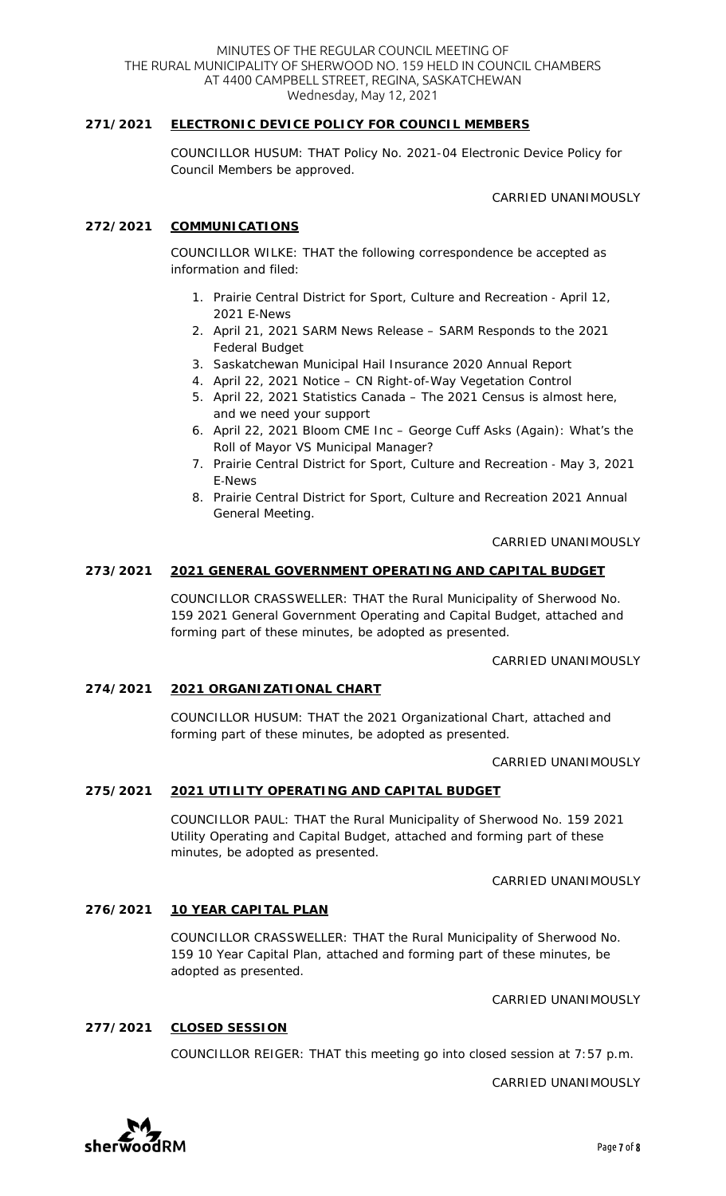### 271/2021 ELECTRONIC DEVICE POLICY FOR COUNCIL MEMBERS

COUNCILLOR HUSUM: THAT Policy No. 2021-04 Electronic Device Policy for Council Members be approved.

CARRIED UNANIMOUSLY

### 272/2021 COMMUNICATIONS

COUNCILLOR WILKE: THAT the following correspondence be accepted as information and filed:

1. Prairie Central District for Sport, Culture and Recreation - April 12, 2021 E-News
2. April 21, 2021 SARM News Release – SARM Responds to the 2021 Federal Budget
3. Saskatchewan Municipal Hail Insurance 2020 Annual Report
4. April 22, 2021 Notice – CN Right-of-Way Vegetation Control
5. April 22, 2021 Statistics Canada – The 2021 Census is almost here, and we need your support
6. April 22, 2021 Bloom CME Inc – George Cuff Asks (Again): What's the Roll of Mayor VS Municipal Manager?
7. Prairie Central District for Sport, Culture and Recreation - May 3, 2021 E-News
8. Prairie Central District for Sport, Culture and Recreation 2021 Annual General Meeting.

CARRIED UNANIMOUSLY

### 273/2021 2021 GENERAL GOVERNMENT OPERATING AND CAPITAL BUDGET

COUNCILLOR CRASSWELLER: THAT the Rural Municipality of Sherwood No. 159 2021 General Government Operating and Capital Budget, attached and forming part of these minutes, be adopted as presented.

CARRIED UNANIMOUSLY

### 274/2021 2021 ORGANIZATIONAL CHART

COUNCILLOR HUSUM: THAT the 2021 Organizational Chart, attached and forming part of these minutes, be adopted as presented.

CARRIED UNANIMOUSLY

### 275/2021 2021 UTILITY OPERATING AND CAPITAL BUDGET

COUNCILLOR PAUL: THAT the Rural Municipality of Sherwood No. 159 2021 Utility Operating and Capital Budget, attached and forming part of these minutes, be adopted as presented.

CARRIED UNANIMOUSLY

### 276/2021 10 YEAR CAPITAL PLAN

COUNCILLOR CRASSWELLER: THAT the Rural Municipality of Sherwood No. 159 10 Year Capital Plan, attached and forming part of these minutes, be adopted as presented.

CARRIED UNANIMOUSLY

### 277/2021 CLOSED SESSION

COUNCILLOR REIGER: THAT this meeting go into closed session at 7:57 p.m.

CARRIED UNANIMOUSLY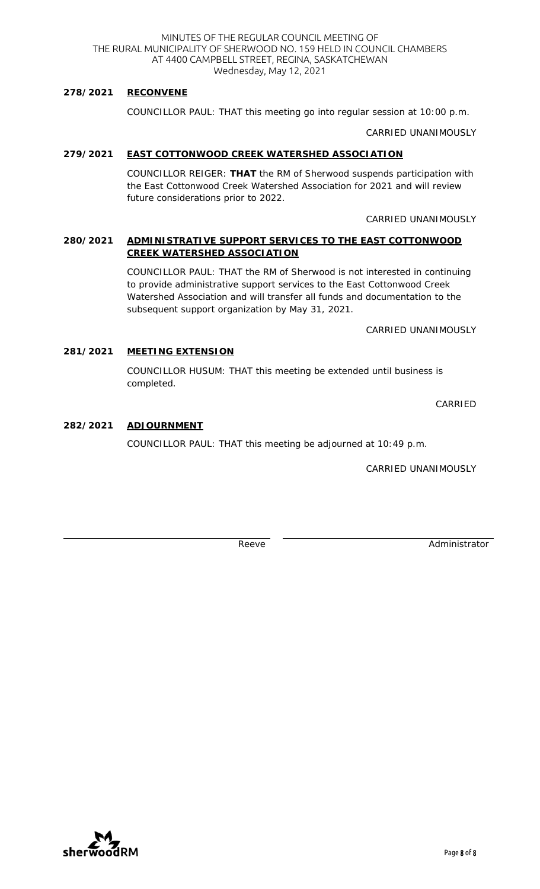**278/2021 RECONVENE**

COUNCILLOR PAUL: THAT this meeting go into regular session at 10:00 p.m.

CARRIED UNANIMOUSLY

**279/2021 EAST COTTONWOOD CREEK WATERSHED ASSOCIATION**

COUNCILLOR REIGER: **THAT** the RM of Sherwood suspends participation with the East Cottonwood Creek Watershed Association for 2021 and will review future considerations prior to 2022.

CARRIED UNANIMOUSLY

**280/2021 ADMINISTRATIVE SUPPORT SERVICES TO THE EAST COTTONWOOD CREEK WATERSHED ASSOCIATION**

COUNCILLOR PAUL: THAT the RM of Sherwood is not interested in continuing to provide administrative support services to the East Cottonwood Creek Watershed Association and will transfer all funds and documentation to the subsequent support organization by May 31, 2021.

CARRIED UNANIMOUSLY

**281/2021 MEETING EXTENSION**

COUNCILLOR HUSUM: THAT this meeting be extended until business is completed.

CARRIED

**282/2021 ADJOURNMENT**

COUNCILLOR PAUL: THAT this meeting be adjourned at 10:49 p.m.

CARRIED UNANIMOUSLY

Reeve

Administrator